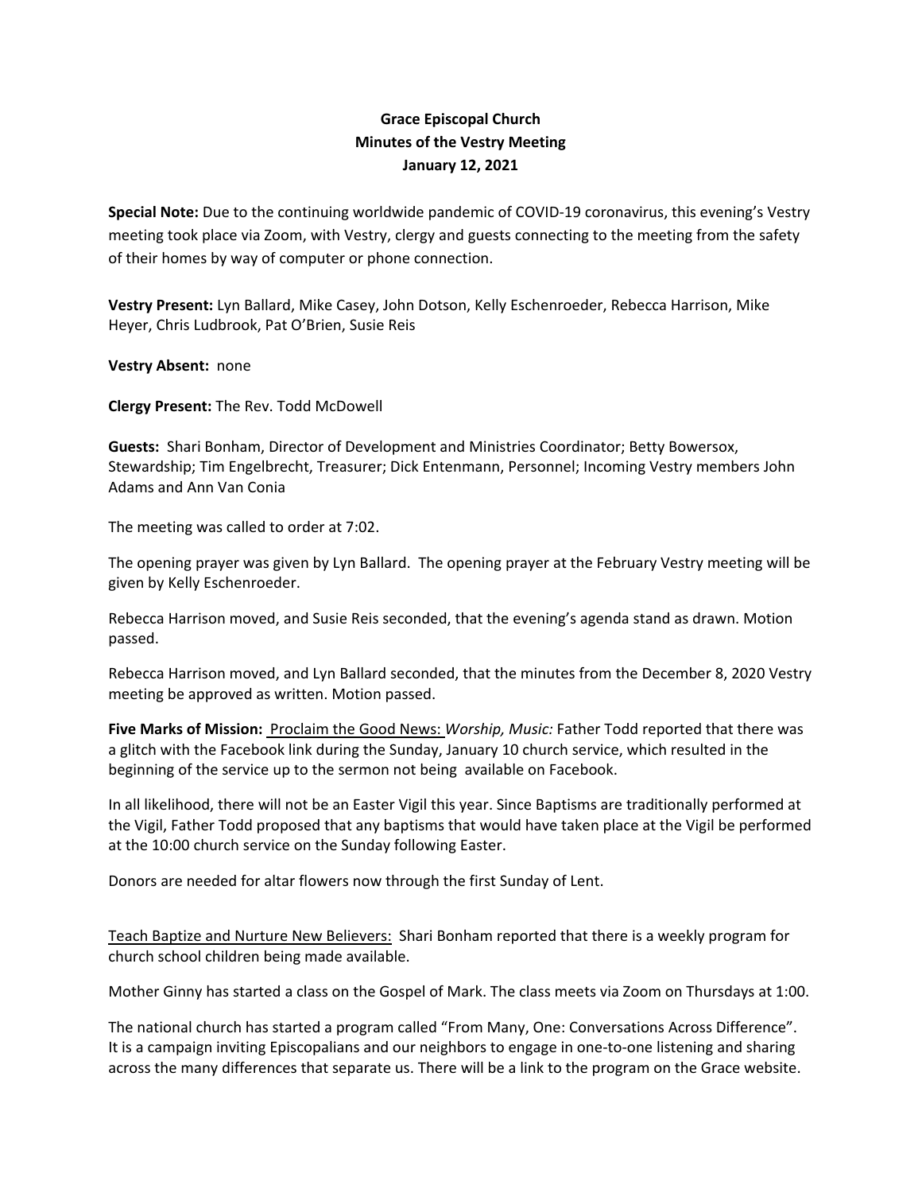# Grace Episcopal Church
## Minutes of the Vestry Meeting
### January 12, 2021

**Special Note:** Due to the continuing worldwide pandemic of COVID-19 coronavirus, this evening's Vestry meeting took place via Zoom, with Vestry, clergy and guests connecting to the meeting from the safety of their homes by way of computer or phone connection.

**Vestry Present:** Lyn Ballard, Mike Casey, John Dotson, Kelly Eschenroeder, Rebecca Harrison, Mike Heyer, Chris Ludbrook, Pat O'Brien, Susie Reis

**Vestry Absent:** none

**Clergy Present:** The Rev. Todd McDowell

**Guests:** Shari Bonham, Director of Development and Ministries Coordinator; Betty Bowersox, Stewardship; Tim Engelbrecht, Treasurer; Dick Entenmann, Personnel; Incoming Vestry members John Adams and Ann Van Conia

The meeting was called to order at 7:02.

The opening prayer was given by Lyn Ballard. The opening prayer at the February Vestry meeting will be given by Kelly Eschenroeder.

Rebecca Harrison moved, and Susie Reis seconded, that the evening's agenda stand as drawn. Motion passed.

Rebecca Harrison moved, and Lyn Ballard seconded, that the minutes from the December 8, 2020 Vestry meeting be approved as written. Motion passed.

**Five Marks of Mission:** Proclaim the Good News: *Worship, Music:* Father Todd reported that there was a glitch with the Facebook link during the Sunday, January 10 church service, which resulted in the beginning of the service up to the sermon not being available on Facebook.

In all likelihood, there will not be an Easter Vigil this year. Since Baptisms are traditionally performed at the Vigil, Father Todd proposed that any baptisms that would have taken place at the Vigil be performed at the 10:00 church service on the Sunday following Easter.

Donors are needed for altar flowers now through the first Sunday of Lent.

Teach Baptize and Nurture New Believers: Shari Bonham reported that there is a weekly program for church school children being made available.

Mother Ginny has started a class on the Gospel of Mark. The class meets via Zoom on Thursdays at 1:00.

The national church has started a program called "From Many, One: Conversations Across Difference". It is a campaign inviting Episcopalians and our neighbors to engage in one-to-one listening and sharing across the many differences that separate us. There will be a link to the program on the Grace website.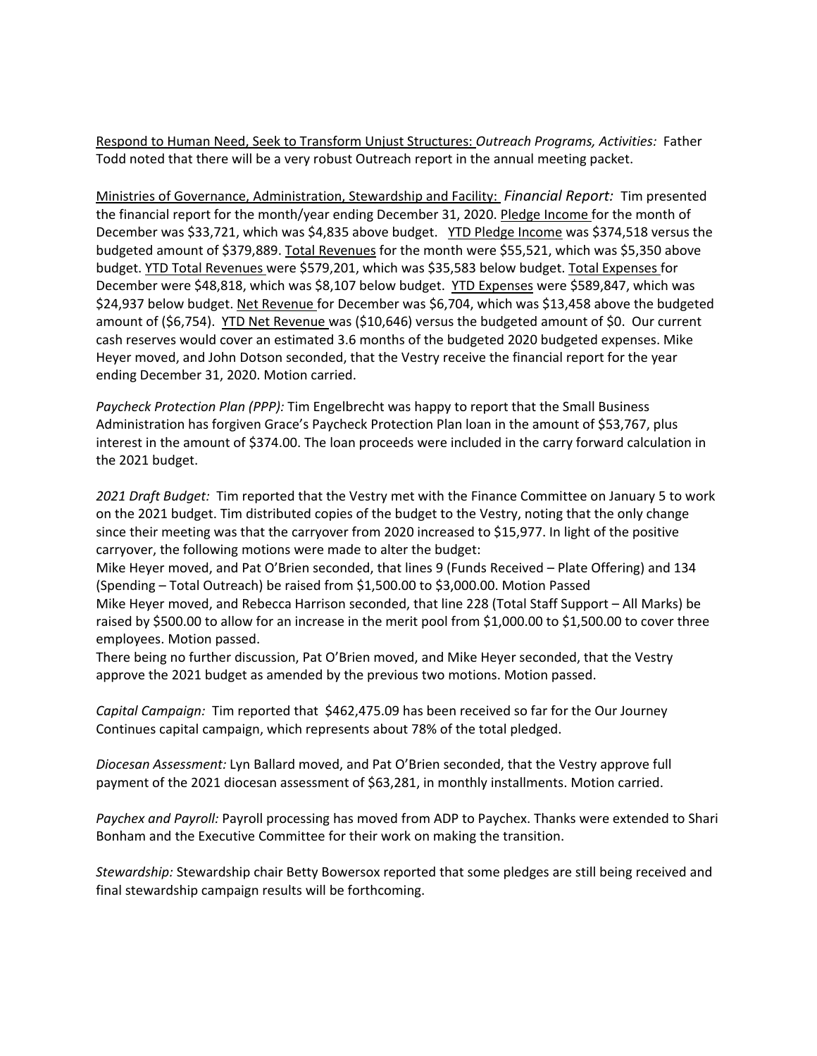Respond to Human Need, Seek to Transform Unjust Structures: *Outreach Programs, Activities:* Father Todd noted that there will be a very robust Outreach report in the annual meeting packet.

Ministries of Governance, Administration, Stewardship and Facility: *Financial Report:* Tim presented the financial report for the month/year ending December 31, 2020. Pledge Income for the month of December was $33,721, which was $4,835 above budget. YTD Pledge Income was $374,518 versus the budgeted amount of $379,889. Total Revenues for the month were $55,521, which was $5,350 above budget. YTD Total Revenues were $579,201, which was $35,583 below budget. Total Expenses for December were $48,818, which was $8,107 below budget. YTD Expenses were $589,847, which was $24,937 below budget. Net Revenue for December was $6,704, which was $13,458 above the budgeted amount of ($6,754). YTD Net Revenue was ($10,646) versus the budgeted amount of $0. Our current cash reserves would cover an estimated 3.6 months of the budgeted 2020 budgeted expenses. Mike Heyer moved, and John Dotson seconded, that the Vestry receive the financial report for the year ending December 31, 2020. Motion carried.

*Paycheck Protection Plan (PPP):* Tim Engelbrecht was happy to report that the Small Business Administration has forgiven Grace's Paycheck Protection Plan loan in the amount of $53,767, plus interest in the amount of $374.00. The loan proceeds were included in the carry forward calculation in the 2021 budget.

*2021 Draft Budget:* Tim reported that the Vestry met with the Finance Committee on January 5 to work on the 2021 budget. Tim distributed copies of the budget to the Vestry, noting that the only change since their meeting was that the carryover from 2020 increased to $15,977. In light of the positive carryover, the following motions were made to alter the budget:

Mike Heyer moved, and Pat O'Brien seconded, that lines 9 (Funds Received – Plate Offering) and 134 (Spending – Total Outreach) be raised from $1,500.00 to $3,000.00. Motion Passed

Mike Heyer moved, and Rebecca Harrison seconded, that line 228 (Total Staff Support – All Marks) be raised by $500.00 to allow for an increase in the merit pool from $1,000.00 to $1,500.00 to cover three employees. Motion passed.

There being no further discussion, Pat O'Brien moved, and Mike Heyer seconded, that the Vestry approve the 2021 budget as amended by the previous two motions. Motion passed.

*Capital Campaign:* Tim reported that $462,475.09 has been received so far for the Our Journey Continues capital campaign, which represents about 78% of the total pledged.

*Diocesan Assessment:* Lyn Ballard moved, and Pat O'Brien seconded, that the Vestry approve full payment of the 2021 diocesan assessment of $63,281, in monthly installments. Motion carried.

*Paychex and Payroll:* Payroll processing has moved from ADP to Paychex. Thanks were extended to Shari Bonham and the Executive Committee for their work on making the transition.

*Stewardship:* Stewardship chair Betty Bowersox reported that some pledges are still being received and final stewardship campaign results will be forthcoming.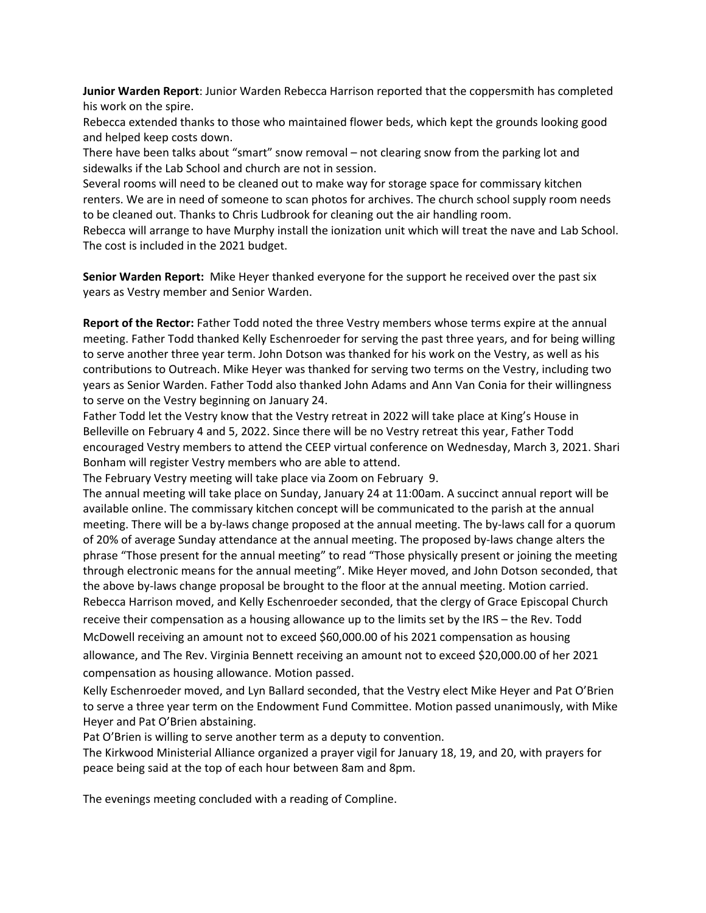**Junior Warden Report**: Junior Warden Rebecca Harrison reported that the coppersmith has completed his work on the spire.

Rebecca extended thanks to those who maintained flower beds, which kept the grounds looking good and helped keep costs down.

There have been talks about "smart" snow removal – not clearing snow from the parking lot and sidewalks if the Lab School and church are not in session.

Several rooms will need to be cleaned out to make way for storage space for commissary kitchen renters. We are in need of someone to scan photos for archives. The church school supply room needs to be cleaned out. Thanks to Chris Ludbrook for cleaning out the air handling room.

Rebecca will arrange to have Murphy install the ionization unit which will treat the nave and Lab School. The cost is included in the 2021 budget.

**Senior Warden Report:** Mike Heyer thanked everyone for the support he received over the past six years as Vestry member and Senior Warden.

**Report of the Rector:** Father Todd noted the three Vestry members whose terms expire at the annual meeting. Father Todd thanked Kelly Eschenroeder for serving the past three years, and for being willing to serve another three year term. John Dotson was thanked for his work on the Vestry, as well as his contributions to Outreach. Mike Heyer was thanked for serving two terms on the Vestry, including two years as Senior Warden. Father Todd also thanked John Adams and Ann Van Conia for their willingness to serve on the Vestry beginning on January 24.

Father Todd let the Vestry know that the Vestry retreat in 2022 will take place at King's House in Belleville on February 4 and 5, 2022. Since there will be no Vestry retreat this year, Father Todd encouraged Vestry members to attend the CEEP virtual conference on Wednesday, March 3, 2021. Shari Bonham will register Vestry members who are able to attend.

The February Vestry meeting will take place via Zoom on February 9.

The annual meeting will take place on Sunday, January 24 at 11:00am. A succinct annual report will be available online. The commissary kitchen concept will be communicated to the parish at the annual meeting. There will be a by-laws change proposed at the annual meeting. The by-laws call for a quorum of 20% of average Sunday attendance at the annual meeting. The proposed by-laws change alters the phrase "Those present for the annual meeting" to read "Those physically present or joining the meeting through electronic means for the annual meeting". Mike Heyer moved, and John Dotson seconded, that the above by-laws change proposal be brought to the floor at the annual meeting. Motion carried.

Rebecca Harrison moved, and Kelly Eschenroeder seconded, that the clergy of Grace Episcopal Church receive their compensation as a housing allowance up to the limits set by the IRS – the Rev. Todd McDowell receiving an amount not to exceed $60,000.00 of his 2021 compensation as housing allowance, and The Rev. Virginia Bennett receiving an amount not to exceed $20,000.00 of her 2021 compensation as housing allowance. Motion passed.

Kelly Eschenroeder moved, and Lyn Ballard seconded, that the Vestry elect Mike Heyer and Pat O'Brien to serve a three year term on the Endowment Fund Committee. Motion passed unanimously, with Mike Heyer and Pat O'Brien abstaining.

Pat O'Brien is willing to serve another term as a deputy to convention.

The Kirkwood Ministerial Alliance organized a prayer vigil for January 18, 19, and 20, with prayers for peace being said at the top of each hour between 8am and 8pm.

The evenings meeting concluded with a reading of Compline.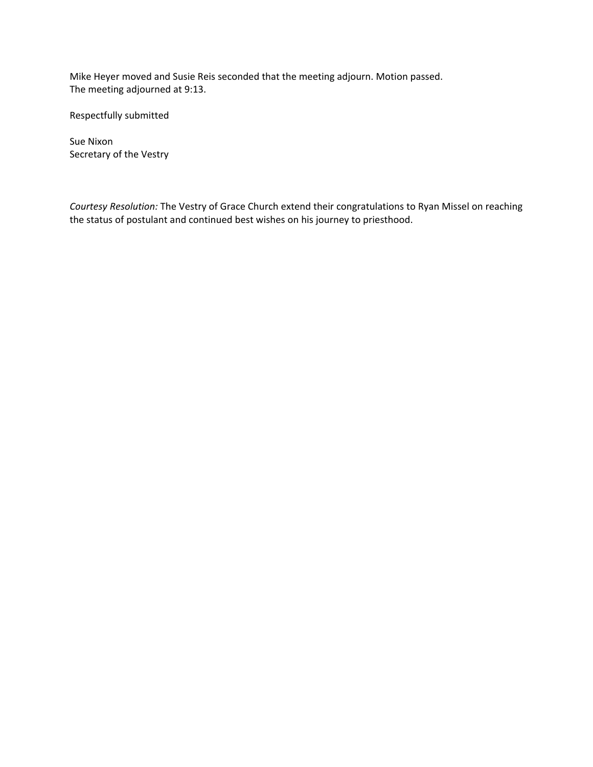Mike Heyer moved and Susie Reis seconded that the meeting adjourn. Motion passed.
The meeting adjourned at 9:13.

Respectfully submitted

Sue Nixon
Secretary of the Vestry

*Courtesy Resolution:* The Vestry of Grace Church extend their congratulations to Ryan Missel on reaching the status of postulant and continued best wishes on his journey to priesthood.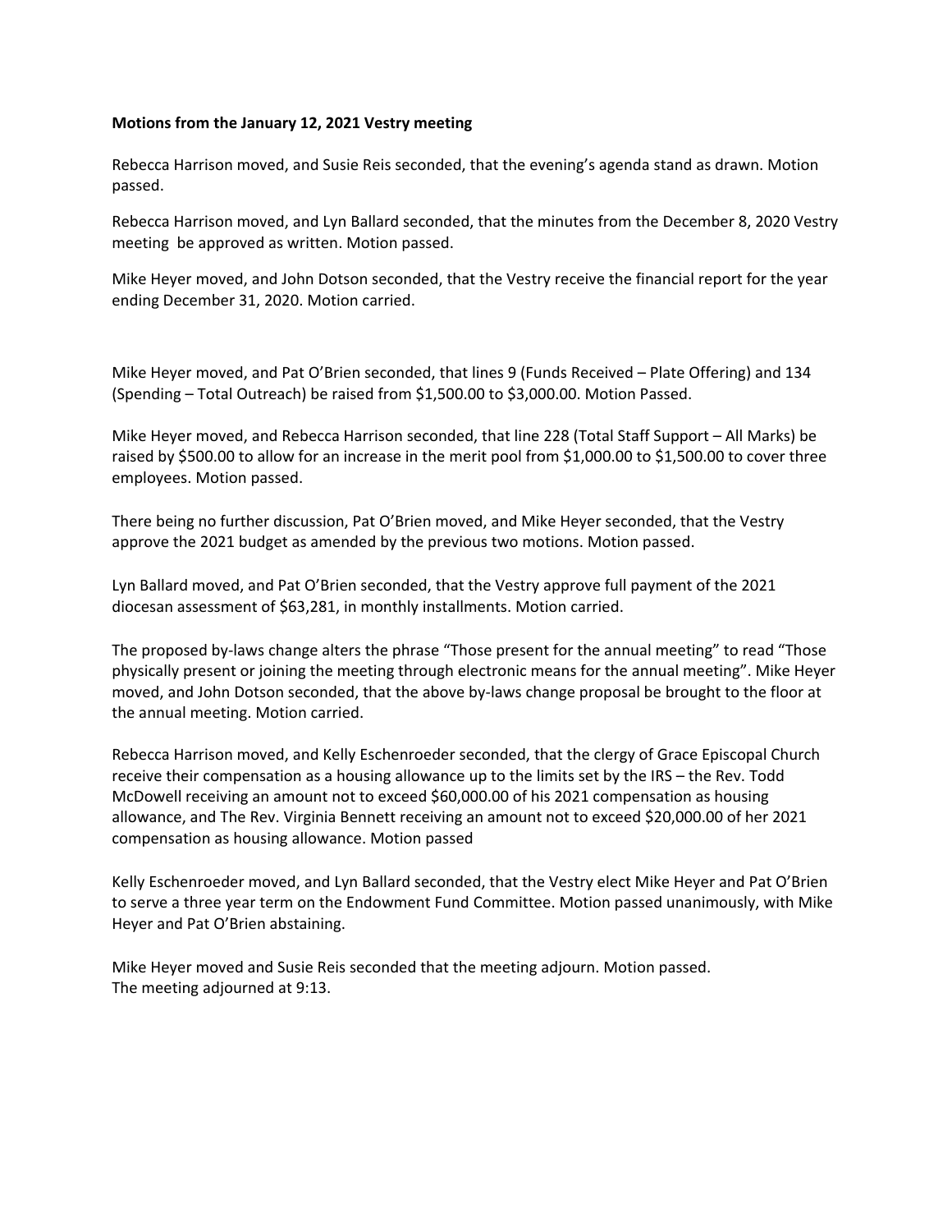**Motions from the January 12, 2021 Vestry meeting**

Rebecca Harrison moved, and Susie Reis seconded, that the evening's agenda stand as drawn. Motion passed.

Rebecca Harrison moved, and Lyn Ballard seconded, that the minutes from the December 8, 2020 Vestry meeting be approved as written. Motion passed.

Mike Heyer moved, and John Dotson seconded, that the Vestry receive the financial report for the year ending December 31, 2020. Motion carried.

Mike Heyer moved, and Pat O'Brien seconded, that lines 9 (Funds Received – Plate Offering) and 134 (Spending – Total Outreach) be raised from $1,500.00 to $3,000.00. Motion Passed.

Mike Heyer moved, and Rebecca Harrison seconded, that line 228 (Total Staff Support – All Marks) be raised by $500.00 to allow for an increase in the merit pool from $1,000.00 to $1,500.00 to cover three employees. Motion passed.

There being no further discussion, Pat O'Brien moved, and Mike Heyer seconded, that the Vestry approve the 2021 budget as amended by the previous two motions. Motion passed.

Lyn Ballard moved, and Pat O'Brien seconded, that the Vestry approve full payment of the 2021 diocesan assessment of $63,281, in monthly installments. Motion carried.

The proposed by-laws change alters the phrase "Those present for the annual meeting" to read "Those physically present or joining the meeting through electronic means for the annual meeting". Mike Heyer moved, and John Dotson seconded, that the above by-laws change proposal be brought to the floor at the annual meeting. Motion carried.

Rebecca Harrison moved, and Kelly Eschenroeder seconded, that the clergy of Grace Episcopal Church receive their compensation as a housing allowance up to the limits set by the IRS – the Rev. Todd McDowell receiving an amount not to exceed $60,000.00 of his 2021 compensation as housing allowance, and The Rev. Virginia Bennett receiving an amount not to exceed $20,000.00 of her 2021 compensation as housing allowance. Motion passed

Kelly Eschenroeder moved, and Lyn Ballard seconded, that the Vestry elect Mike Heyer and Pat O'Brien to serve a three year term on the Endowment Fund Committee. Motion passed unanimously, with Mike Heyer and Pat O'Brien abstaining.

Mike Heyer moved and Susie Reis seconded that the meeting adjourn. Motion passed.
The meeting adjourned at 9:13.